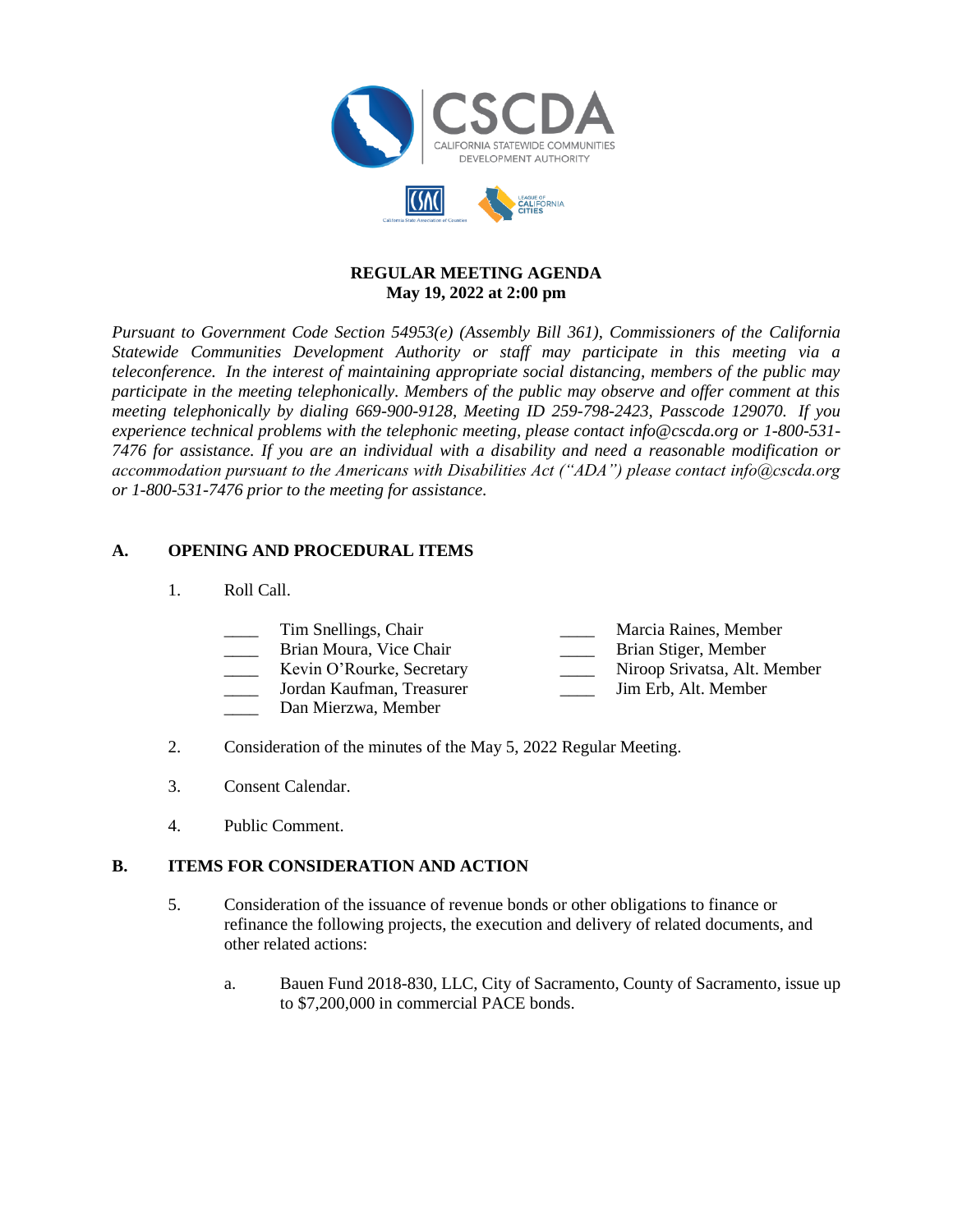# REGULAR MEETING AGENDA
## May 19, 2022 at 2:00 pm

*Pursuant to Government Code Section 54953(e) (Assembly Bill 361), Commissioners of the California Statewide Communities Development Authority or staff may participate in this meeting via a teleconference. In the interest of maintaining appropriate social distancing, members of the public may participate in the meeting telephonically. Members of the public may observe and offer comment at this meeting telephonically by dialing 669-900-9128, Meeting ID 259-798-2423, Passcode 129070. If you experience technical problems with the telephonic meeting, please contact info@cscda.org or 1-800-531-7476 for assistance. If you are an individual with a disability and need a reasonable modification or accommodation pursuant to the Americans with Disabilities Act ("ADA") please contact info@cscda.org or 1-800-531-7476 prior to the meeting for assistance.*

## A. OPENING AND PROCEDURAL ITEMS

1. Roll Call.

   ____ Tim Snellings, Chair
   ____ Brian Moura, Vice Chair
   ____ Kevin O'Rourke, Secretary
   ____ Jordan Kaufman, Treasurer
   ____ Dan Mierzwa, Member
   ____ Marcia Raines, Member
   ____ Brian Stiger, Member
   ____ Niroop Srivatsa, Alt. Member
   ____ Jim Erb, Alt. Member

2. Consideration of the minutes of the May 5, 2022 Regular Meeting.

3. Consent Calendar.

4. Public Comment.

## B. ITEMS FOR CONSIDERATION AND ACTION

5. Consideration of the issuance of revenue bonds or other obligations to finance or refinance the following projects, the execution and delivery of related documents, and other related actions:

   a. Bauen Fund 2018-830, LLC, City of Sacramento, County of Sacramento, issue up to $7,200,000 in commercial PACE bonds.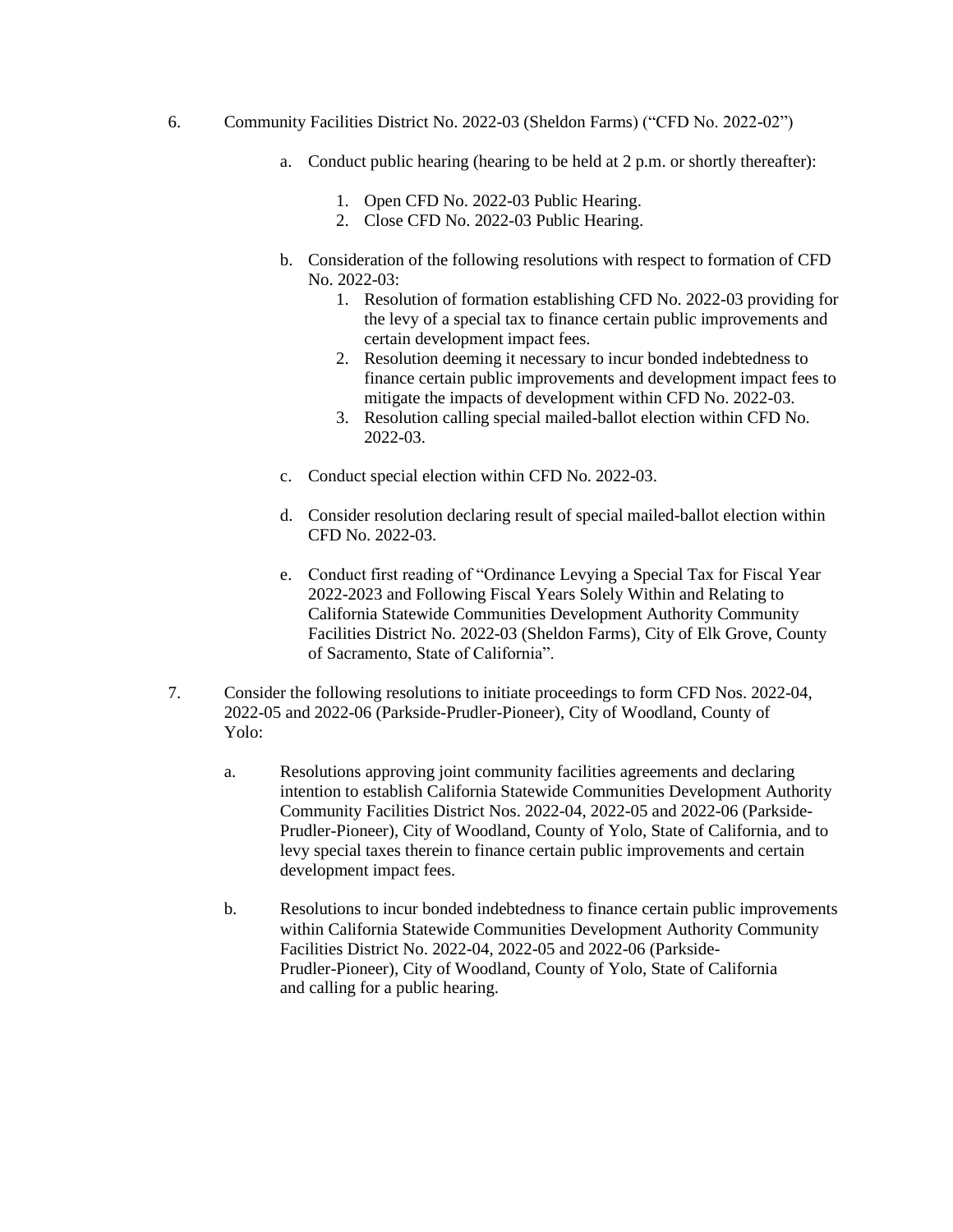6. Community Facilities District No. 2022-03 (Sheldon Farms) ("CFD No. 2022-02")

   a. Conduct public hearing (hearing to be held at 2 p.m. or shortly thereafter):

      1. Open CFD No. 2022-03 Public Hearing.
      2. Close CFD No. 2022-03 Public Hearing.

   b. Consideration of the following resolutions with respect to formation of CFD No. 2022-03:

      1. Resolution of formation establishing CFD No. 2022-03 providing for the levy of a special tax to finance certain public improvements and certain development impact fees.
      2. Resolution deeming it necessary to incur bonded indebtedness to finance certain public improvements and development impact fees to mitigate the impacts of development within CFD No. 2022-03.
      3. Resolution calling special mailed-ballot election within CFD No. 2022-03.

   c. Conduct special election within CFD No. 2022-03.

   d. Consider resolution declaring result of special mailed-ballot election within CFD No. 2022-03.

   e. Conduct first reading of "Ordinance Levying a Special Tax for Fiscal Year 2022-2023 and Following Fiscal Years Solely Within and Relating to California Statewide Communities Development Authority Community Facilities District No. 2022-03 (Sheldon Farms), City of Elk Grove, County of Sacramento, State of California".

7. Consider the following resolutions to initiate proceedings to form CFD Nos. 2022-04, 2022-05 and 2022-06 (Parkside-Prudler-Pioneer), City of Woodland, County of Yolo:

   a. Resolutions approving joint community facilities agreements and declaring intention to establish California Statewide Communities Development Authority Community Facilities District Nos. 2022-04, 2022-05 and 2022-06 (Parkside-Prudler-Pioneer), City of Woodland, County of Yolo, State of California, and to levy special taxes therein to finance certain public improvements and certain development impact fees.

   b. Resolutions to incur bonded indebtedness to finance certain public improvements within California Statewide Communities Development Authority Community Facilities District No. 2022-04, 2022-05 and 2022-06 (Parkside-Prudler-Pioneer), City of Woodland, County of Yolo, State of California and calling for a public hearing.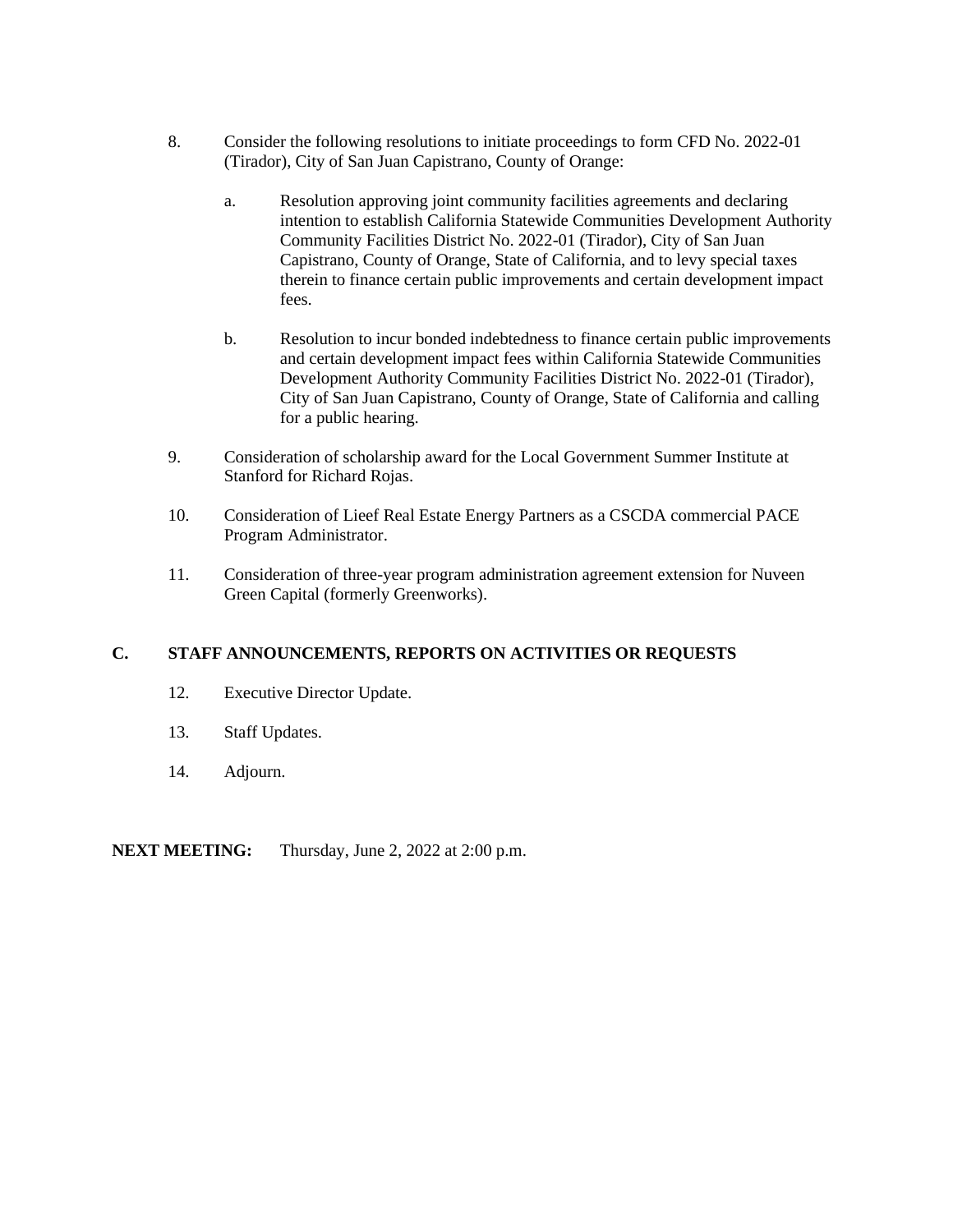8. Consider the following resolutions to initiate proceedings to form CFD No. 2022-01 (Tirador), City of San Juan Capistrano, County of Orange:

   a. Resolution approving joint community facilities agreements and declaring intention to establish California Statewide Communities Development Authority Community Facilities District No. 2022-01 (Tirador), City of San Juan Capistrano, County of Orange, State of California, and to levy special taxes therein to finance certain public improvements and certain development impact fees.

   b. Resolution to incur bonded indebtedness to finance certain public improvements and certain development impact fees within California Statewide Communities Development Authority Community Facilities District No. 2022-01 (Tirador), City of San Juan Capistrano, County of Orange, State of California and calling for a public hearing.

9. Consideration of scholarship award for the Local Government Summer Institute at Stanford for Richard Rojas.

10. Consideration of Lieef Real Estate Energy Partners as a CSCDA commercial PACE Program Administrator.

11. Consideration of three-year program administration agreement extension for Nuveen Green Capital (formerly Greenworks).

## C. STAFF ANNOUNCEMENTS, REPORTS ON ACTIVITIES OR REQUESTS

12. Executive Director Update.

13. Staff Updates.

14. Adjourn.

**NEXT MEETING:** Thursday, June 2, 2022 at 2:00 p.m.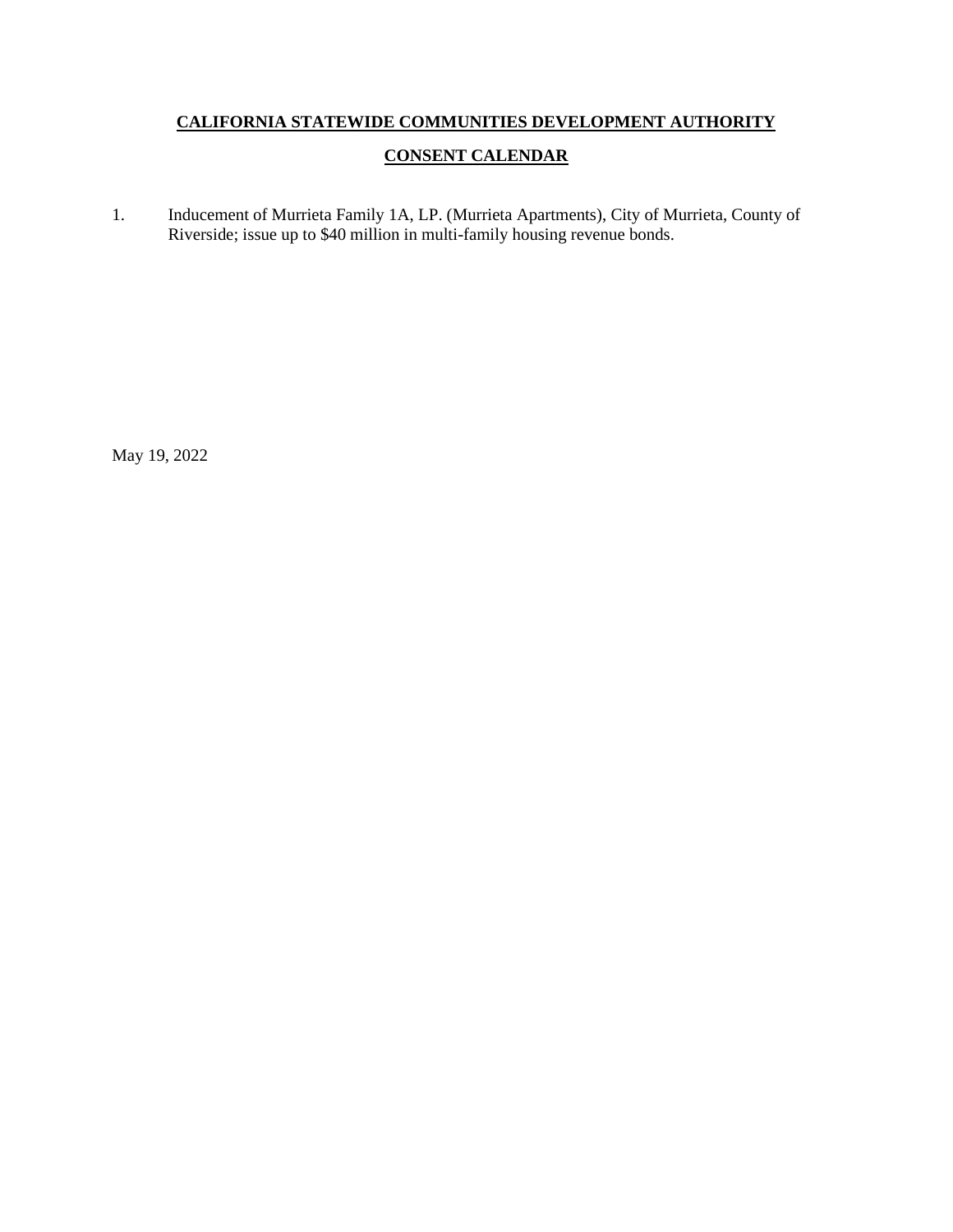**CALIFORNIA STATEWIDE COMMUNITIES DEVELOPMENT AUTHORITY**

**CONSENT CALENDAR**

1. Inducement of Murrieta Family 1A, LP. (Murrieta Apartments), City of Murrieta, County of Riverside; issue up to $40 million in multi-family housing revenue bonds.

May 19, 2022